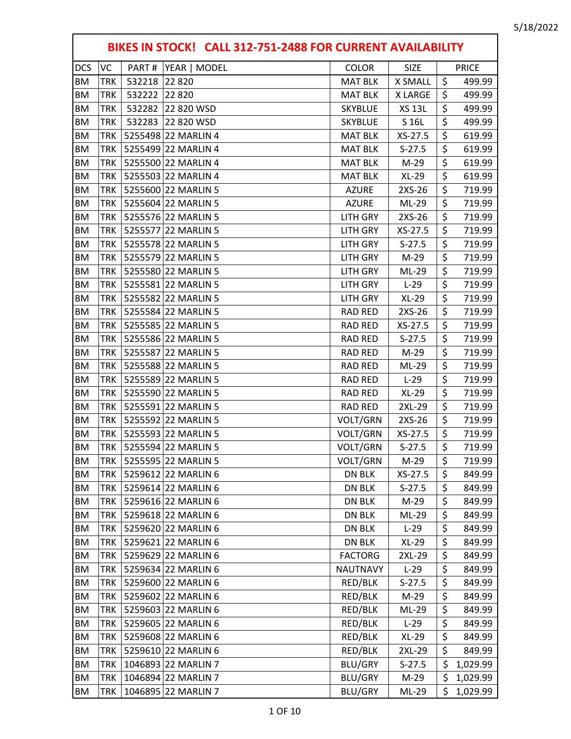5/18/2022

| BIKES IN STOCK! CALL 312-751-2488 FOR CURRENT AVAILABILITY | | | | | | |
|---|---|---|---|---|---|---|
| DCS | VC | PART # | YEAR \| MODEL | COLOR | SIZE | PRICE |
| BM | TRK | 532218 | 22 820 | MAT BLK | X SMALL | $ 499.99 |
| BM | TRK | 532222 | 22 820 | MAT BLK | X LARGE | $ 499.99 |
| BM | TRK | 532282 | 22 820 WSD | SKYBLUE | XS 13L | $ 499.99 |
| BM | TRK | 532283 | 22 820 WSD | SKYBLUE | S 16L | $ 499.99 |
| BM | TRK | 5255498 | 22 MARLIN 4 | MAT BLK | XS-27.5 | $ 619.99 |
| BM | TRK | 5255499 | 22 MARLIN 4 | MAT BLK | S-27.5 | $ 619.99 |
| BM | TRK | 5255500 | 22 MARLIN 4 | MAT BLK | M-29 | $ 619.99 |
| BM | TRK | 5255503 | 22 MARLIN 4 | MAT BLK | XL-29 | $ 619.99 |
| BM | TRK | 5255600 | 22 MARLIN 5 | AZURE | 2XS-26 | $ 719.99 |
| BM | TRK | 5255604 | 22 MARLIN 5 | AZURE | ML-29 | $ 719.99 |
| BM | TRK | 5255576 | 22 MARLIN 5 | LITH GRY | 2XS-26 | $ 719.99 |
| BM | TRK | 5255577 | 22 MARLIN 5 | LITH GRY | XS-27.5 | $ 719.99 |
| BM | TRK | 5255578 | 22 MARLIN 5 | LITH GRY | S-27.5 | $ 719.99 |
| BM | TRK | 5255579 | 22 MARLIN 5 | LITH GRY | M-29 | $ 719.99 |
| BM | TRK | 5255580 | 22 MARLIN 5 | LITH GRY | ML-29 | $ 719.99 |
| BM | TRK | 5255581 | 22 MARLIN 5 | LITH GRY | L-29 | $ 719.99 |
| BM | TRK | 5255582 | 22 MARLIN 5 | LITH GRY | XL-29 | $ 719.99 |
| BM | TRK | 5255584 | 22 MARLIN 5 | RAD RED | 2XS-26 | $ 719.99 |
| BM | TRK | 5255585 | 22 MARLIN 5 | RAD RED | XS-27.5 | $ 719.99 |
| BM | TRK | 5255586 | 22 MARLIN 5 | RAD RED | S-27.5 | $ 719.99 |
| BM | TRK | 5255587 | 22 MARLIN 5 | RAD RED | M-29 | $ 719.99 |
| BM | TRK | 5255588 | 22 MARLIN 5 | RAD RED | ML-29 | $ 719.99 |
| BM | TRK | 5255589 | 22 MARLIN 5 | RAD RED | L-29 | $ 719.99 |
| BM | TRK | 5255590 | 22 MARLIN 5 | RAD RED | XL-29 | $ 719.99 |
| BM | TRK | 5255591 | 22 MARLIN 5 | RAD RED | 2XL-29 | $ 719.99 |
| BM | TRK | 5255592 | 22 MARLIN 5 | VOLT/GRN | 2XS-26 | $ 719.99 |
| BM | TRK | 5255593 | 22 MARLIN 5 | VOLT/GRN | XS-27.5 | $ 719.99 |
| BM | TRK | 5255594 | 22 MARLIN 5 | VOLT/GRN | S-27.5 | $ 719.99 |
| BM | TRK | 5255595 | 22 MARLIN 5 | VOLT/GRN | M-29 | $ 719.99 |
| BM | TRK | 5259612 | 22 MARLIN 6 | DN BLK | XS-27.5 | $ 849.99 |
| BM | TRK | 5259614 | 22 MARLIN 6 | DN BLK | S-27.5 | $ 849.99 |
| BM | TRK | 5259616 | 22 MARLIN 6 | DN BLK | M-29 | $ 849.99 |
| BM | TRK | 5259618 | 22 MARLIN 6 | DN BLK | ML-29 | $ 849.99 |
| BM | TRK | 5259620 | 22 MARLIN 6 | DN BLK | L-29 | $ 849.99 |
| BM | TRK | 5259621 | 22 MARLIN 6 | DN BLK | XL-29 | $ 849.99 |
| BM | TRK | 5259629 | 22 MARLIN 6 | FACTORG | 2XL-29 | $ 849.99 |
| BM | TRK | 5259634 | 22 MARLIN 6 | NAUTNAVY | L-29 | $ 849.99 |
| BM | TRK | 5259600 | 22 MARLIN 6 | RED/BLK | S-27.5 | $ 849.99 |
| BM | TRK | 5259602 | 22 MARLIN 6 | RED/BLK | M-29 | $ 849.99 |
| BM | TRK | 5259603 | 22 MARLIN 6 | RED/BLK | ML-29 | $ 849.99 |
| BM | TRK | 5259605 | 22 MARLIN 6 | RED/BLK | L-29 | $ 849.99 |
| BM | TRK | 5259608 | 22 MARLIN 6 | RED/BLK | XL-29 | $ 849.99 |
| BM | TRK | 5259610 | 22 MARLIN 6 | RED/BLK | 2XL-29 | $ 849.99 |
| BM | TRK | 1046893 | 22 MARLIN 7 | BLU/GRY | S-27.5 | $ 1,029.99 |
| BM | TRK | 1046894 | 22 MARLIN 7 | BLU/GRY | M-29 | $ 1,029.99 |
| BM | TRK | 1046895 | 22 MARLIN 7 | BLU/GRY | ML-29 | $ 1,029.99 |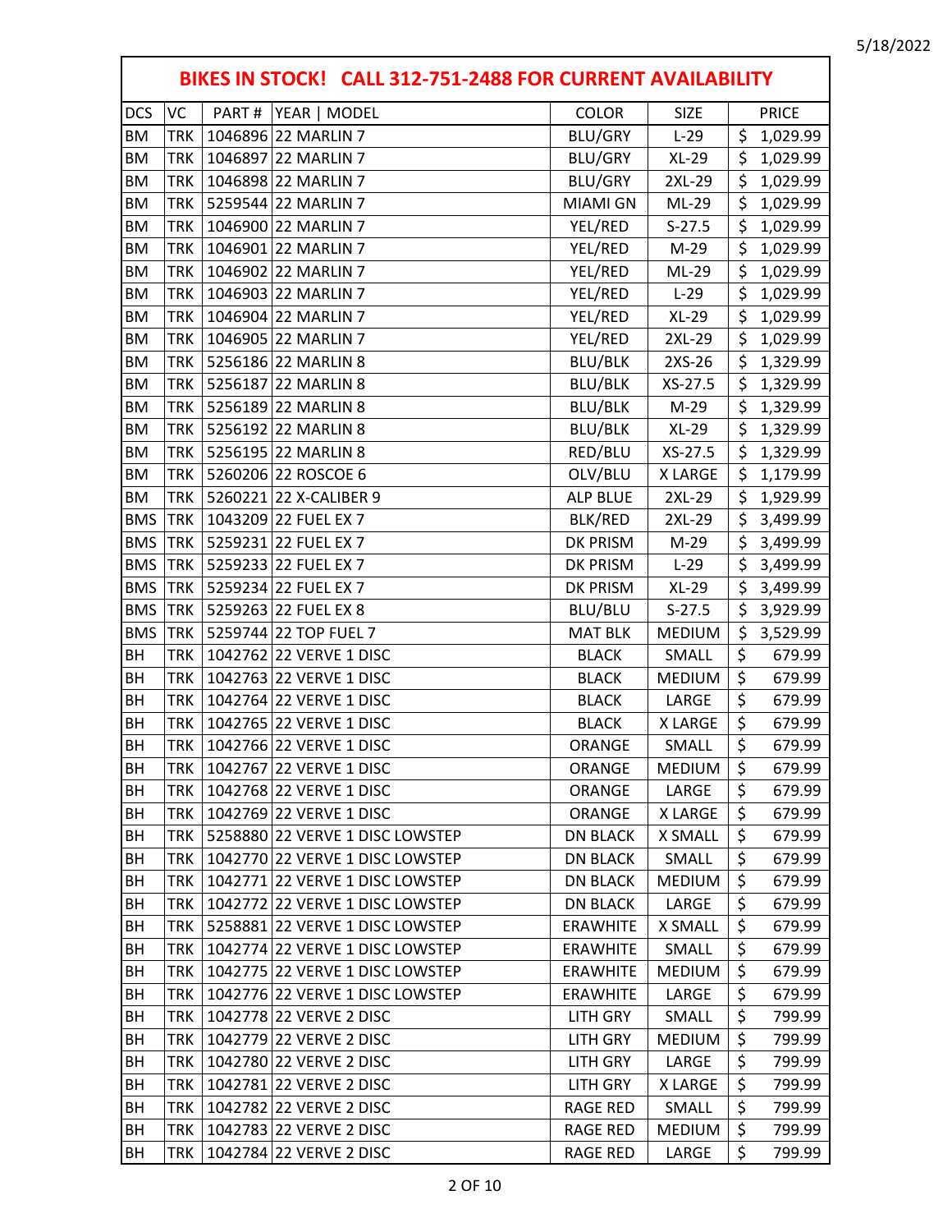5/18/2022

## BIKES IN STOCK! CALL 312-751-2488 FOR CURRENT AVAILABILITY

| DCS | VC | PART # | YEAR \| MODEL | COLOR | SIZE | PRICE |
|---|---|---|---|---|---|---|
| BM | TRK | 1046896 | 22 MARLIN 7 | BLU/GRY | L-29 | $ 1,029.99 |
| BM | TRK | 1046897 | 22 MARLIN 7 | BLU/GRY | XL-29 | $ 1,029.99 |
| BM | TRK | 1046898 | 22 MARLIN 7 | BLU/GRY | 2XL-29 | $ 1,029.99 |
| BM | TRK | 5259544 | 22 MARLIN 7 | MIAMI GN | ML-29 | $ 1,029.99 |
| BM | TRK | 1046900 | 22 MARLIN 7 | YEL/RED | S-27.5 | $ 1,029.99 |
| BM | TRK | 1046901 | 22 MARLIN 7 | YEL/RED | M-29 | $ 1,029.99 |
| BM | TRK | 1046902 | 22 MARLIN 7 | YEL/RED | ML-29 | $ 1,029.99 |
| BM | TRK | 1046903 | 22 MARLIN 7 | YEL/RED | L-29 | $ 1,029.99 |
| BM | TRK | 1046904 | 22 MARLIN 7 | YEL/RED | XL-29 | $ 1,029.99 |
| BM | TRK | 1046905 | 22 MARLIN 7 | YEL/RED | 2XL-29 | $ 1,029.99 |
| BM | TRK | 5256186 | 22 MARLIN 8 | BLU/BLK | 2XS-26 | $ 1,329.99 |
| BM | TRK | 5256187 | 22 MARLIN 8 | BLU/BLK | XS-27.5 | $ 1,329.99 |
| BM | TRK | 5256189 | 22 MARLIN 8 | BLU/BLK | M-29 | $ 1,329.99 |
| BM | TRK | 5256192 | 22 MARLIN 8 | BLU/BLK | XL-29 | $ 1,329.99 |
| BM | TRK | 5256195 | 22 MARLIN 8 | RED/BLU | XS-27.5 | $ 1,329.99 |
| BM | TRK | 5260206 | 22 ROSCOE 6 | OLV/BLU | X LARGE | $ 1,179.99 |
| BM | TRK | 5260221 | 22 X-CALIBER 9 | ALP BLUE | 2XL-29 | $ 1,929.99 |
| BMS | TRK | 1043209 | 22 FUEL EX 7 | BLK/RED | 2XL-29 | $ 3,499.99 |
| BMS | TRK | 5259231 | 22 FUEL EX 7 | DK PRISM | M-29 | $ 3,499.99 |
| BMS | TRK | 5259233 | 22 FUEL EX 7 | DK PRISM | L-29 | $ 3,499.99 |
| BMS | TRK | 5259234 | 22 FUEL EX 7 | DK PRISM | XL-29 | $ 3,499.99 |
| BMS | TRK | 5259263 | 22 FUEL EX 8 | BLU/BLU | S-27.5 | $ 3,929.99 |
| BMS | TRK | 5259744 | 22 TOP FUEL 7 | MAT BLK | MEDIUM | $ 3,529.99 |
| BH | TRK | 1042762 | 22 VERVE 1 DISC | BLACK | SMALL | $ 679.99 |
| BH | TRK | 1042763 | 22 VERVE 1 DISC | BLACK | MEDIUM | $ 679.99 |
| BH | TRK | 1042764 | 22 VERVE 1 DISC | BLACK | LARGE | $ 679.99 |
| BH | TRK | 1042765 | 22 VERVE 1 DISC | BLACK | X LARGE | $ 679.99 |
| BH | TRK | 1042766 | 22 VERVE 1 DISC | ORANGE | SMALL | $ 679.99 |
| BH | TRK | 1042767 | 22 VERVE 1 DISC | ORANGE | MEDIUM | $ 679.99 |
| BH | TRK | 1042768 | 22 VERVE 1 DISC | ORANGE | LARGE | $ 679.99 |
| BH | TRK | 1042769 | 22 VERVE 1 DISC | ORANGE | X LARGE | $ 679.99 |
| BH | TRK | 5258880 | 22 VERVE 1 DISC LOWSTEP | DN BLACK | X SMALL | $ 679.99 |
| BH | TRK | 1042770 | 22 VERVE 1 DISC LOWSTEP | DN BLACK | SMALL | $ 679.99 |
| BH | TRK | 1042771 | 22 VERVE 1 DISC LOWSTEP | DN BLACK | MEDIUM | $ 679.99 |
| BH | TRK | 1042772 | 22 VERVE 1 DISC LOWSTEP | DN BLACK | LARGE | $ 679.99 |
| BH | TRK | 5258881 | 22 VERVE 1 DISC LOWSTEP | ERAWHITE | X SMALL | $ 679.99 |
| BH | TRK | 1042774 | 22 VERVE 1 DISC LOWSTEP | ERAWHITE | SMALL | $ 679.99 |
| BH | TRK | 1042775 | 22 VERVE 1 DISC LOWSTEP | ERAWHITE | MEDIUM | $ 679.99 |
| BH | TRK | 1042776 | 22 VERVE 1 DISC LOWSTEP | ERAWHITE | LARGE | $ 679.99 |
| BH | TRK | 1042778 | 22 VERVE 2 DISC | LITH GRY | SMALL | $ 799.99 |
| BH | TRK | 1042779 | 22 VERVE 2 DISC | LITH GRY | MEDIUM | $ 799.99 |
| BH | TRK | 1042780 | 22 VERVE 2 DISC | LITH GRY | LARGE | $ 799.99 |
| BH | TRK | 1042781 | 22 VERVE 2 DISC | LITH GRY | X LARGE | $ 799.99 |
| BH | TRK | 1042782 | 22 VERVE 2 DISC | RAGE RED | SMALL | $ 799.99 |
| BH | TRK | 1042783 | 22 VERVE 2 DISC | RAGE RED | MEDIUM | $ 799.99 |
| BH | TRK | 1042784 | 22 VERVE 2 DISC | RAGE RED | LARGE | $ 799.99 |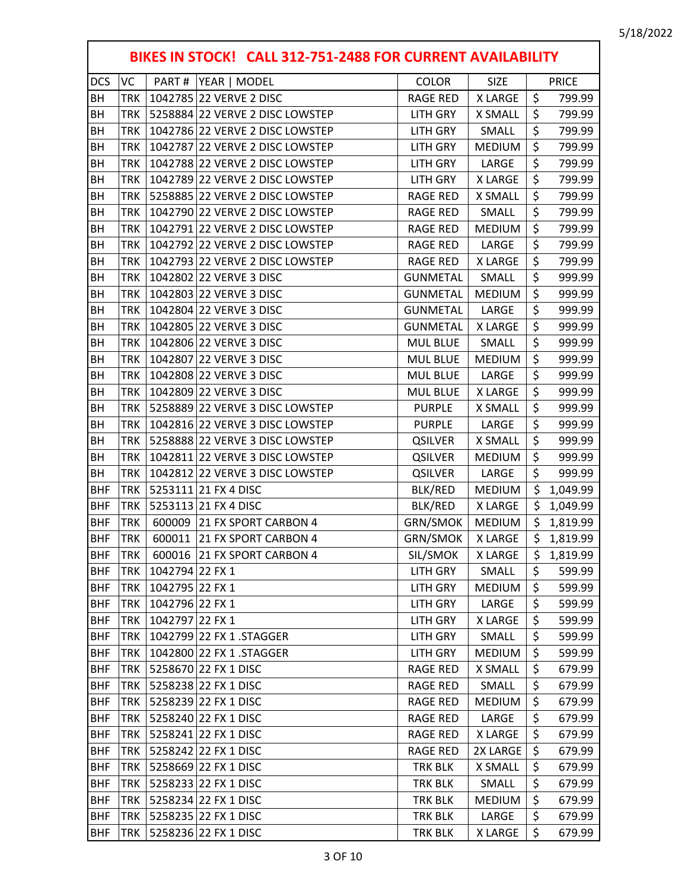5/18/2022

| BIKES IN STOCK! CALL 312-751-2488 FOR CURRENT AVAILABILITY | | | | | | |
|---|---|---|---|---|---|---|
| DCS | VC | PART # | YEAR \| MODEL | COLOR | SIZE | PRICE |
| BH | TRK | 1042785 | 22 VERVE 2 DISC | RAGE RED | X LARGE | $ 799.99 |
| BH | TRK | 5258884 | 22 VERVE 2 DISC LOWSTEP | LITH GRY | X SMALL | $ 799.99 |
| BH | TRK | 1042786 | 22 VERVE 2 DISC LOWSTEP | LITH GRY | SMALL | $ 799.99 |
| BH | TRK | 1042787 | 22 VERVE 2 DISC LOWSTEP | LITH GRY | MEDIUM | $ 799.99 |
| BH | TRK | 1042788 | 22 VERVE 2 DISC LOWSTEP | LITH GRY | LARGE | $ 799.99 |
| BH | TRK | 1042789 | 22 VERVE 2 DISC LOWSTEP | LITH GRY | X LARGE | $ 799.99 |
| BH | TRK | 5258885 | 22 VERVE 2 DISC LOWSTEP | RAGE RED | X SMALL | $ 799.99 |
| BH | TRK | 1042790 | 22 VERVE 2 DISC LOWSTEP | RAGE RED | SMALL | $ 799.99 |
| BH | TRK | 1042791 | 22 VERVE 2 DISC LOWSTEP | RAGE RED | MEDIUM | $ 799.99 |
| BH | TRK | 1042792 | 22 VERVE 2 DISC LOWSTEP | RAGE RED | LARGE | $ 799.99 |
| BH | TRK | 1042793 | 22 VERVE 2 DISC LOWSTEP | RAGE RED | X LARGE | $ 799.99 |
| BH | TRK | 1042802 | 22 VERVE 3 DISC | GUNMETAL | SMALL | $ 999.99 |
| BH | TRK | 1042803 | 22 VERVE 3 DISC | GUNMETAL | MEDIUM | $ 999.99 |
| BH | TRK | 1042804 | 22 VERVE 3 DISC | GUNMETAL | LARGE | $ 999.99 |
| BH | TRK | 1042805 | 22 VERVE 3 DISC | GUNMETAL | X LARGE | $ 999.99 |
| BH | TRK | 1042806 | 22 VERVE 3 DISC | MUL BLUE | SMALL | $ 999.99 |
| BH | TRK | 1042807 | 22 VERVE 3 DISC | MUL BLUE | MEDIUM | $ 999.99 |
| BH | TRK | 1042808 | 22 VERVE 3 DISC | MUL BLUE | LARGE | $ 999.99 |
| BH | TRK | 1042809 | 22 VERVE 3 DISC | MUL BLUE | X LARGE | $ 999.99 |
| BH | TRK | 5258889 | 22 VERVE 3 DISC LOWSTEP | PURPLE | X SMALL | $ 999.99 |
| BH | TRK | 1042816 | 22 VERVE 3 DISC LOWSTEP | PURPLE | LARGE | $ 999.99 |
| BH | TRK | 5258888 | 22 VERVE 3 DISC LOWSTEP | QSILVER | X SMALL | $ 999.99 |
| BH | TRK | 1042811 | 22 VERVE 3 DISC LOWSTEP | QSILVER | MEDIUM | $ 999.99 |
| BH | TRK | 1042812 | 22 VERVE 3 DISC LOWSTEP | QSILVER | LARGE | $ 999.99 |
| BHF | TRK | 5253111 | 21 FX 4 DISC | BLK/RED | MEDIUM | $ 1,049.99 |
| BHF | TRK | 5253113 | 21 FX 4 DISC | BLK/RED | X LARGE | $ 1,049.99 |
| BHF | TRK | 600009 | 21 FX SPORT CARBON 4 | GRN/SMOK | MEDIUM | $ 1,819.99 |
| BHF | TRK | 600011 | 21 FX SPORT CARBON 4 | GRN/SMOK | X LARGE | $ 1,819.99 |
| BHF | TRK | 600016 | 21 FX SPORT CARBON 4 | SIL/SMOK | X LARGE | $ 1,819.99 |
| BHF | TRK | 1042794 | 22 FX 1 | LITH GRY | SMALL | $ 599.99 |
| BHF | TRK | 1042795 | 22 FX 1 | LITH GRY | MEDIUM | $ 599.99 |
| BHF | TRK | 1042796 | 22 FX 1 | LITH GRY | LARGE | $ 599.99 |
| BHF | TRK | 1042797 | 22 FX 1 | LITH GRY | X LARGE | $ 599.99 |
| BHF | TRK | 1042799 | 22 FX 1 .STAGGER | LITH GRY | SMALL | $ 599.99 |
| BHF | TRK | 1042800 | 22 FX 1 .STAGGER | LITH GRY | MEDIUM | $ 599.99 |
| BHF | TRK | 5258670 | 22 FX 1 DISC | RAGE RED | X SMALL | $ 679.99 |
| BHF | TRK | 5258238 | 22 FX 1 DISC | RAGE RED | SMALL | $ 679.99 |
| BHF | TRK | 5258239 | 22 FX 1 DISC | RAGE RED | MEDIUM | $ 679.99 |
| BHF | TRK | 5258240 | 22 FX 1 DISC | RAGE RED | LARGE | $ 679.99 |
| BHF | TRK | 5258241 | 22 FX 1 DISC | RAGE RED | X LARGE | $ 679.99 |
| BHF | TRK | 5258242 | 22 FX 1 DISC | RAGE RED | 2X LARGE | $ 679.99 |
| BHF | TRK | 5258669 | 22 FX 1 DISC | TRK BLK | X SMALL | $ 679.99 |
| BHF | TRK | 5258233 | 22 FX 1 DISC | TRK BLK | SMALL | $ 679.99 |
| BHF | TRK | 5258234 | 22 FX 1 DISC | TRK BLK | MEDIUM | $ 679.99 |
| BHF | TRK | 5258235 | 22 FX 1 DISC | TRK BLK | LARGE | $ 679.99 |
| BHF | TRK | 5258236 | 22 FX 1 DISC | TRK BLK | X LARGE | $ 679.99 |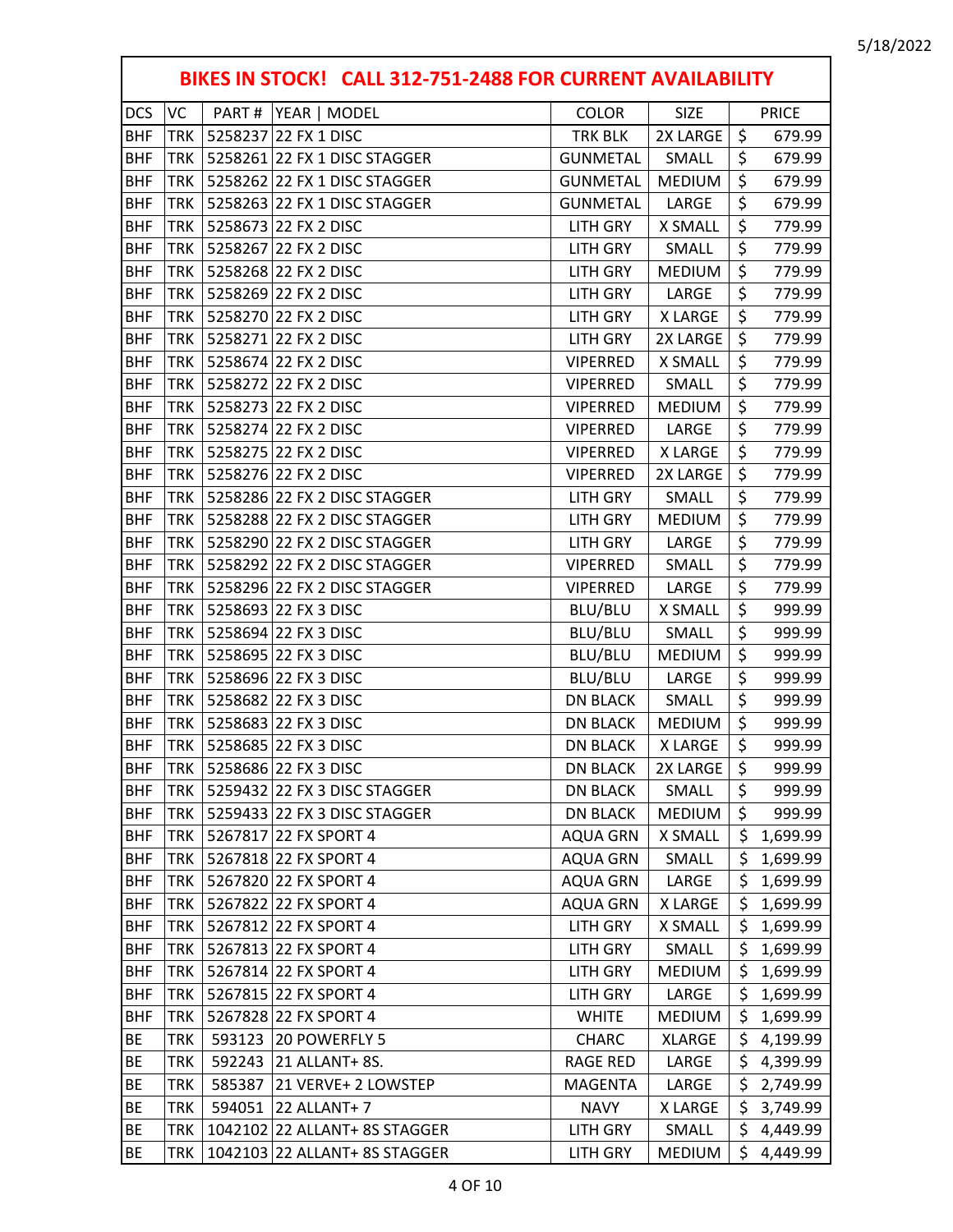**BIKES IN STOCK! CALL 312-751-2488 FOR CURRENT AVAILABILITY**

| DCS | VC | PART # | YEAR \| MODEL | COLOR | SIZE | PRICE |
|---|---|---|---|---|---|---|
| BHF | TRK | 5258237 | 22 FX 1 DISC | TRK BLK | 2X LARGE | $ 679.99 |
| BHF | TRK | 5258261 | 22 FX 1 DISC STAGGER | GUNMETAL | SMALL | $ 679.99 |
| BHF | TRK | 5258262 | 22 FX 1 DISC STAGGER | GUNMETAL | MEDIUM | $ 679.99 |
| BHF | TRK | 5258263 | 22 FX 1 DISC STAGGER | GUNMETAL | LARGE | $ 679.99 |
| BHF | TRK | 5258673 | 22 FX 2 DISC | LITH GRY | X SMALL | $ 779.99 |
| BHF | TRK | 5258267 | 22 FX 2 DISC | LITH GRY | SMALL | $ 779.99 |
| BHF | TRK | 5258268 | 22 FX 2 DISC | LITH GRY | MEDIUM | $ 779.99 |
| BHF | TRK | 5258269 | 22 FX 2 DISC | LITH GRY | LARGE | $ 779.99 |
| BHF | TRK | 5258270 | 22 FX 2 DISC | LITH GRY | X LARGE | $ 779.99 |
| BHF | TRK | 5258271 | 22 FX 2 DISC | LITH GRY | 2X LARGE | $ 779.99 |
| BHF | TRK | 5258674 | 22 FX 2 DISC | VIPERRED | X SMALL | $ 779.99 |
| BHF | TRK | 5258272 | 22 FX 2 DISC | VIPERRED | SMALL | $ 779.99 |
| BHF | TRK | 5258273 | 22 FX 2 DISC | VIPERRED | MEDIUM | $ 779.99 |
| BHF | TRK | 5258274 | 22 FX 2 DISC | VIPERRED | LARGE | $ 779.99 |
| BHF | TRK | 5258275 | 22 FX 2 DISC | VIPERRED | X LARGE | $ 779.99 |
| BHF | TRK | 5258276 | 22 FX 2 DISC | VIPERRED | 2X LARGE | $ 779.99 |
| BHF | TRK | 5258286 | 22 FX 2 DISC STAGGER | LITH GRY | SMALL | $ 779.99 |
| BHF | TRK | 5258288 | 22 FX 2 DISC STAGGER | LITH GRY | MEDIUM | $ 779.99 |
| BHF | TRK | 5258290 | 22 FX 2 DISC STAGGER | LITH GRY | LARGE | $ 779.99 |
| BHF | TRK | 5258292 | 22 FX 2 DISC STAGGER | VIPERRED | SMALL | $ 779.99 |
| BHF | TRK | 5258296 | 22 FX 2 DISC STAGGER | VIPERRED | LARGE | $ 779.99 |
| BHF | TRK | 5258693 | 22 FX 3 DISC | BLU/BLU | X SMALL | $ 999.99 |
| BHF | TRK | 5258694 | 22 FX 3 DISC | BLU/BLU | SMALL | $ 999.99 |
| BHF | TRK | 5258695 | 22 FX 3 DISC | BLU/BLU | MEDIUM | $ 999.99 |
| BHF | TRK | 5258696 | 22 FX 3 DISC | BLU/BLU | LARGE | $ 999.99 |
| BHF | TRK | 5258682 | 22 FX 3 DISC | DN BLACK | SMALL | $ 999.99 |
| BHF | TRK | 5258683 | 22 FX 3 DISC | DN BLACK | MEDIUM | $ 999.99 |
| BHF | TRK | 5258685 | 22 FX 3 DISC | DN BLACK | X LARGE | $ 999.99 |
| BHF | TRK | 5258686 | 22 FX 3 DISC | DN BLACK | 2X LARGE | $ 999.99 |
| BHF | TRK | 5259432 | 22 FX 3 DISC STAGGER | DN BLACK | SMALL | $ 999.99 |
| BHF | TRK | 5259433 | 22 FX 3 DISC STAGGER | DN BLACK | MEDIUM | $ 999.99 |
| BHF | TRK | 5267817 | 22 FX SPORT 4 | AQUA GRN | X SMALL | $ 1,699.99 |
| BHF | TRK | 5267818 | 22 FX SPORT 4 | AQUA GRN | SMALL | $ 1,699.99 |
| BHF | TRK | 5267820 | 22 FX SPORT 4 | AQUA GRN | LARGE | $ 1,699.99 |
| BHF | TRK | 5267822 | 22 FX SPORT 4 | AQUA GRN | X LARGE | $ 1,699.99 |
| BHF | TRK | 5267812 | 22 FX SPORT 4 | LITH GRY | X SMALL | $ 1,699.99 |
| BHF | TRK | 5267813 | 22 FX SPORT 4 | LITH GRY | SMALL | $ 1,699.99 |
| BHF | TRK | 5267814 | 22 FX SPORT 4 | LITH GRY | MEDIUM | $ 1,699.99 |
| BHF | TRK | 5267815 | 22 FX SPORT 4 | LITH GRY | LARGE | $ 1,699.99 |
| BHF | TRK | 5267828 | 22 FX SPORT 4 | WHITE | MEDIUM | $ 1,699.99 |
| BE | TRK | 593123 | 20 POWERFLY 5 | CHARC | XLARGE | $ 4,199.99 |
| BE | TRK | 592243 | 21 ALLANT+ 8S. | RAGE RED | LARGE | $ 4,399.99 |
| BE | TRK | 585387 | 21 VERVE+ 2 LOWSTEP | MAGENTA | LARGE | $ 2,749.99 |
| BE | TRK | 594051 | 22 ALLANT+ 7 | NAVY | X LARGE | $ 3,749.99 |
| BE | TRK | 1042102 | 22 ALLANT+ 8S STAGGER | LITH GRY | SMALL | $ 4,449.99 |
| BE | TRK | 1042103 | 22 ALLANT+ 8S STAGGER | LITH GRY | MEDIUM | $ 4,449.99 |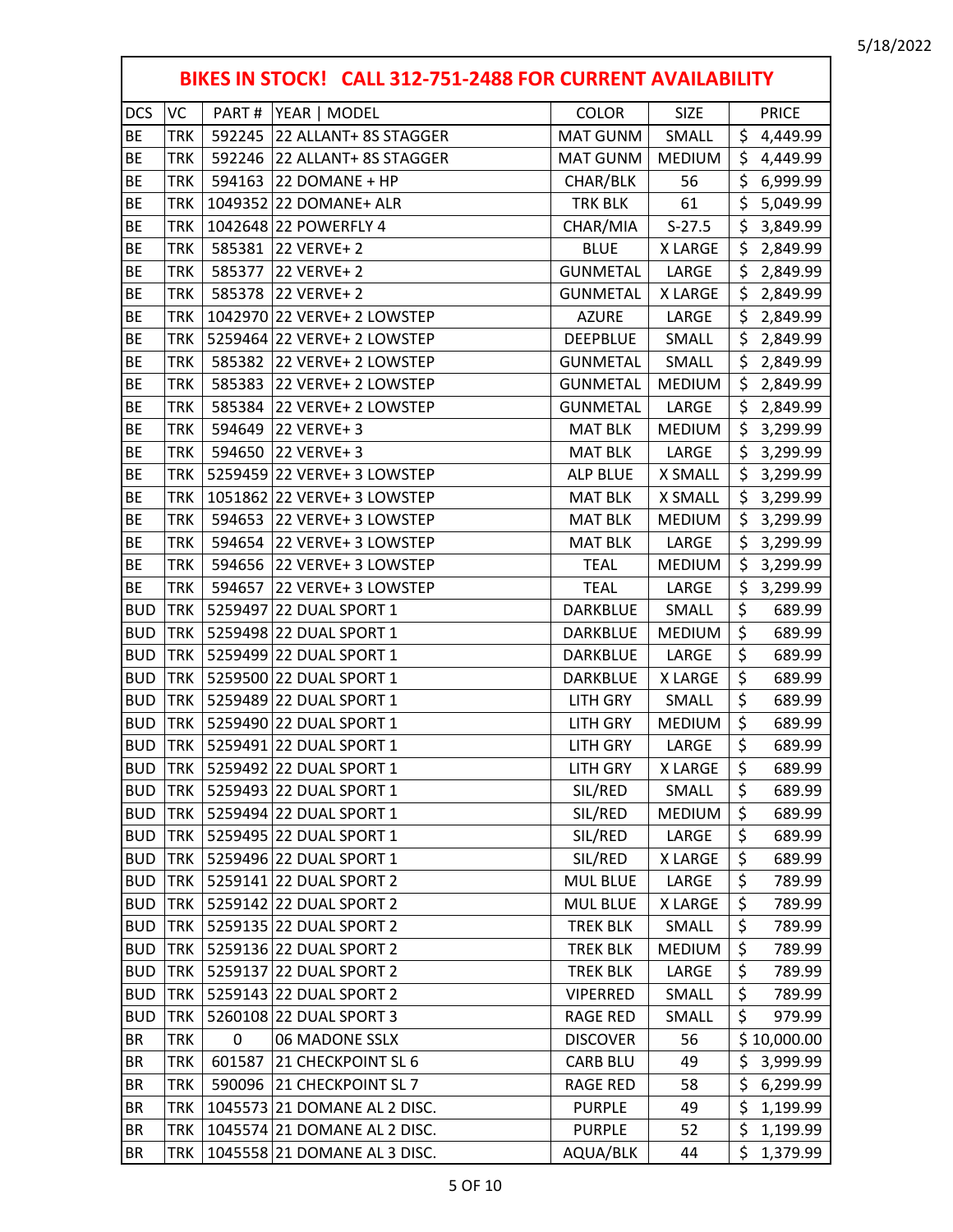**BIKES IN STOCK! CALL 312-751-2488 FOR CURRENT AVAILABILITY**

| DCS | VC | PART # | YEAR \| MODEL | COLOR | SIZE | PRICE |
|---|---|---|---|---|---|---|
| BE | TRK | 592245 | 22 ALLANT+ 8S STAGGER | MAT GUNM | SMALL | $ 4,449.99 |
| BE | TRK | 592246 | 22 ALLANT+ 8S STAGGER | MAT GUNM | MEDIUM | $ 4,449.99 |
| BE | TRK | 594163 | 22 DOMANE + HP | CHAR/BLK | 56 | $ 6,999.99 |
| BE | TRK | 1049352 | 22 DOMANE+ ALR | TRK BLK | 61 | $ 5,049.99 |
| BE | TRK | 1042648 | 22 POWERFLY 4 | CHAR/MIA | S-27.5 | $ 3,849.99 |
| BE | TRK | 585381 | 22 VERVE+ 2 | BLUE | X LARGE | $ 2,849.99 |
| BE | TRK | 585377 | 22 VERVE+ 2 | GUNMETAL | LARGE | $ 2,849.99 |
| BE | TRK | 585378 | 22 VERVE+ 2 | GUNMETAL | X LARGE | $ 2,849.99 |
| BE | TRK | 1042970 | 22 VERVE+ 2 LOWSTEP | AZURE | LARGE | $ 2,849.99 |
| BE | TRK | 5259464 | 22 VERVE+ 2 LOWSTEP | DEEPBLUE | SMALL | $ 2,849.99 |
| BE | TRK | 585382 | 22 VERVE+ 2 LOWSTEP | GUNMETAL | SMALL | $ 2,849.99 |
| BE | TRK | 585383 | 22 VERVE+ 2 LOWSTEP | GUNMETAL | MEDIUM | $ 2,849.99 |
| BE | TRK | 585384 | 22 VERVE+ 2 LOWSTEP | GUNMETAL | LARGE | $ 2,849.99 |
| BE | TRK | 594649 | 22 VERVE+ 3 | MAT BLK | MEDIUM | $ 3,299.99 |
| BE | TRK | 594650 | 22 VERVE+ 3 | MAT BLK | LARGE | $ 3,299.99 |
| BE | TRK | 5259459 | 22 VERVE+ 3 LOWSTEP | ALP BLUE | X SMALL | $ 3,299.99 |
| BE | TRK | 1051862 | 22 VERVE+ 3 LOWSTEP | MAT BLK | X SMALL | $ 3,299.99 |
| BE | TRK | 594653 | 22 VERVE+ 3 LOWSTEP | MAT BLK | MEDIUM | $ 3,299.99 |
| BE | TRK | 594654 | 22 VERVE+ 3 LOWSTEP | MAT BLK | LARGE | $ 3,299.99 |
| BE | TRK | 594656 | 22 VERVE+ 3 LOWSTEP | TEAL | MEDIUM | $ 3,299.99 |
| BE | TRK | 594657 | 22 VERVE+ 3 LOWSTEP | TEAL | LARGE | $ 3,299.99 |
| BUD | TRK | 5259497 | 22 DUAL SPORT 1 | DARKBLUE | SMALL | $ 689.99 |
| BUD | TRK | 5259498 | 22 DUAL SPORT 1 | DARKBLUE | MEDIUM | $ 689.99 |
| BUD | TRK | 5259499 | 22 DUAL SPORT 1 | DARKBLUE | LARGE | $ 689.99 |
| BUD | TRK | 5259500 | 22 DUAL SPORT 1 | DARKBLUE | X LARGE | $ 689.99 |
| BUD | TRK | 5259489 | 22 DUAL SPORT 1 | LITH GRY | SMALL | $ 689.99 |
| BUD | TRK | 5259490 | 22 DUAL SPORT 1 | LITH GRY | MEDIUM | $ 689.99 |
| BUD | TRK | 5259491 | 22 DUAL SPORT 1 | LITH GRY | LARGE | $ 689.99 |
| BUD | TRK | 5259492 | 22 DUAL SPORT 1 | LITH GRY | X LARGE | $ 689.99 |
| BUD | TRK | 5259493 | 22 DUAL SPORT 1 | SIL/RED | SMALL | $ 689.99 |
| BUD | TRK | 5259494 | 22 DUAL SPORT 1 | SIL/RED | MEDIUM | $ 689.99 |
| BUD | TRK | 5259495 | 22 DUAL SPORT 1 | SIL/RED | LARGE | $ 689.99 |
| BUD | TRK | 5259496 | 22 DUAL SPORT 1 | SIL/RED | X LARGE | $ 689.99 |
| BUD | TRK | 5259141 | 22 DUAL SPORT 2 | MUL BLUE | LARGE | $ 789.99 |
| BUD | TRK | 5259142 | 22 DUAL SPORT 2 | MUL BLUE | X LARGE | $ 789.99 |
| BUD | TRK | 5259135 | 22 DUAL SPORT 2 | TREK BLK | SMALL | $ 789.99 |
| BUD | TRK | 5259136 | 22 DUAL SPORT 2 | TREK BLK | MEDIUM | $ 789.99 |
| BUD | TRK | 5259137 | 22 DUAL SPORT 2 | TREK BLK | LARGE | $ 789.99 |
| BUD | TRK | 5259143 | 22 DUAL SPORT 2 | VIPERRED | SMALL | $ 789.99 |
| BUD | TRK | 5260108 | 22 DUAL SPORT 3 | RAGE RED | SMALL | $ 979.99 |
| BR | TRK | 0 | 06 MADONE SSLX | DISCOVER | 56 | $ 10,000.00 |
| BR | TRK | 601587 | 21 CHECKPOINT SL 6 | CARB BLU | 49 | $ 3,999.99 |
| BR | TRK | 590096 | 21 CHECKPOINT SL 7 | RAGE RED | 58 | $ 6,299.99 |
| BR | TRK | 1045573 | 21 DOMANE AL 2 DISC. | PURPLE | 49 | $ 1,199.99 |
| BR | TRK | 1045574 | 21 DOMANE AL 2 DISC. | PURPLE | 52 | $ 1,199.99 |
| BR | TRK | 1045558 | 21 DOMANE AL 3 DISC. | AQUA/BLK | 44 | $ 1,379.99 |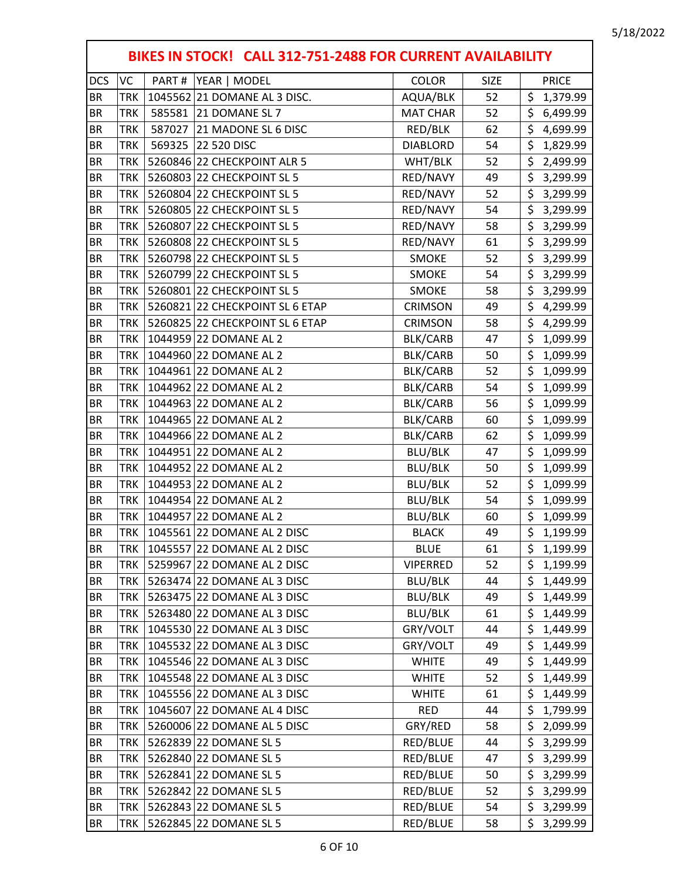5/18/2022

## BIKES IN STOCK! CALL 312-751-2488 FOR CURRENT AVAILABILITY

| DCS | VC | PART # | YEAR \| MODEL | COLOR | SIZE | PRICE |
|---|---|---|---|---|---|---|
| BR | TRK | 1045562 | 21 DOMANE AL 3 DISC. | AQUA/BLK | 52 | $ 1,379.99 |
| BR | TRK | 585581 | 21 DOMANE SL 7 | MAT CHAR | 52 | $ 6,499.99 |
| BR | TRK | 587027 | 21 MADONE SL 6 DISC | RED/BLK | 62 | $ 4,699.99 |
| BR | TRK | 569325 | 22 520 DISC | DIABLORD | 54 | $ 1,829.99 |
| BR | TRK | 5260846 | 22 CHECKPOINT ALR 5 | WHT/BLK | 52 | $ 2,499.99 |
| BR | TRK | 5260803 | 22 CHECKPOINT SL 5 | RED/NAVY | 49 | $ 3,299.99 |
| BR | TRK | 5260804 | 22 CHECKPOINT SL 5 | RED/NAVY | 52 | $ 3,299.99 |
| BR | TRK | 5260805 | 22 CHECKPOINT SL 5 | RED/NAVY | 54 | $ 3,299.99 |
| BR | TRK | 5260807 | 22 CHECKPOINT SL 5 | RED/NAVY | 58 | $ 3,299.99 |
| BR | TRK | 5260808 | 22 CHECKPOINT SL 5 | RED/NAVY | 61 | $ 3,299.99 |
| BR | TRK | 5260798 | 22 CHECKPOINT SL 5 | SMOKE | 52 | $ 3,299.99 |
| BR | TRK | 5260799 | 22 CHECKPOINT SL 5 | SMOKE | 54 | $ 3,299.99 |
| BR | TRK | 5260801 | 22 CHECKPOINT SL 5 | SMOKE | 58 | $ 3,299.99 |
| BR | TRK | 5260821 | 22 CHECKPOINT SL 6 ETAP | CRIMSON | 49 | $ 4,299.99 |
| BR | TRK | 5260825 | 22 CHECKPOINT SL 6 ETAP | CRIMSON | 58 | $ 4,299.99 |
| BR | TRK | 1044959 | 22 DOMANE AL 2 | BLK/CARB | 47 | $ 1,099.99 |
| BR | TRK | 1044960 | 22 DOMANE AL 2 | BLK/CARB | 50 | $ 1,099.99 |
| BR | TRK | 1044961 | 22 DOMANE AL 2 | BLK/CARB | 52 | $ 1,099.99 |
| BR | TRK | 1044962 | 22 DOMANE AL 2 | BLK/CARB | 54 | $ 1,099.99 |
| BR | TRK | 1044963 | 22 DOMANE AL 2 | BLK/CARB | 56 | $ 1,099.99 |
| BR | TRK | 1044965 | 22 DOMANE AL 2 | BLK/CARB | 60 | $ 1,099.99 |
| BR | TRK | 1044966 | 22 DOMANE AL 2 | BLK/CARB | 62 | $ 1,099.99 |
| BR | TRK | 1044951 | 22 DOMANE AL 2 | BLU/BLK | 47 | $ 1,099.99 |
| BR | TRK | 1044952 | 22 DOMANE AL 2 | BLU/BLK | 50 | $ 1,099.99 |
| BR | TRK | 1044953 | 22 DOMANE AL 2 | BLU/BLK | 52 | $ 1,099.99 |
| BR | TRK | 1044954 | 22 DOMANE AL 2 | BLU/BLK | 54 | $ 1,099.99 |
| BR | TRK | 1044957 | 22 DOMANE AL 2 | BLU/BLK | 60 | $ 1,099.99 |
| BR | TRK | 1045561 | 22 DOMANE AL 2 DISC | BLACK | 49 | $ 1,199.99 |
| BR | TRK | 1045557 | 22 DOMANE AL 2 DISC | BLUE | 61 | $ 1,199.99 |
| BR | TRK | 5259967 | 22 DOMANE AL 2 DISC | VIPERRED | 52 | $ 1,199.99 |
| BR | TRK | 5263474 | 22 DOMANE AL 3 DISC | BLU/BLK | 44 | $ 1,449.99 |
| BR | TRK | 5263475 | 22 DOMANE AL 3 DISC | BLU/BLK | 49 | $ 1,449.99 |
| BR | TRK | 5263480 | 22 DOMANE AL 3 DISC | BLU/BLK | 61 | $ 1,449.99 |
| BR | TRK | 1045530 | 22 DOMANE AL 3 DISC | GRY/VOLT | 44 | $ 1,449.99 |
| BR | TRK | 1045532 | 22 DOMANE AL 3 DISC | GRY/VOLT | 49 | $ 1,449.99 |
| BR | TRK | 1045546 | 22 DOMANE AL 3 DISC | WHITE | 49 | $ 1,449.99 |
| BR | TRK | 1045548 | 22 DOMANE AL 3 DISC | WHITE | 52 | $ 1,449.99 |
| BR | TRK | 1045556 | 22 DOMANE AL 3 DISC | WHITE | 61 | $ 1,449.99 |
| BR | TRK | 1045607 | 22 DOMANE AL 4 DISC | RED | 44 | $ 1,799.99 |
| BR | TRK | 5260006 | 22 DOMANE AL 5 DISC | GRY/RED | 58 | $ 2,099.99 |
| BR | TRK | 5262839 | 22 DOMANE SL 5 | RED/BLUE | 44 | $ 3,299.99 |
| BR | TRK | 5262840 | 22 DOMANE SL 5 | RED/BLUE | 47 | $ 3,299.99 |
| BR | TRK | 5262841 | 22 DOMANE SL 5 | RED/BLUE | 50 | $ 3,299.99 |
| BR | TRK | 5262842 | 22 DOMANE SL 5 | RED/BLUE | 52 | $ 3,299.99 |
| BR | TRK | 5262843 | 22 DOMANE SL 5 | RED/BLUE | 54 | $ 3,299.99 |
| BR | TRK | 5262845 | 22 DOMANE SL 5 | RED/BLUE | 58 | $ 3,299.99 |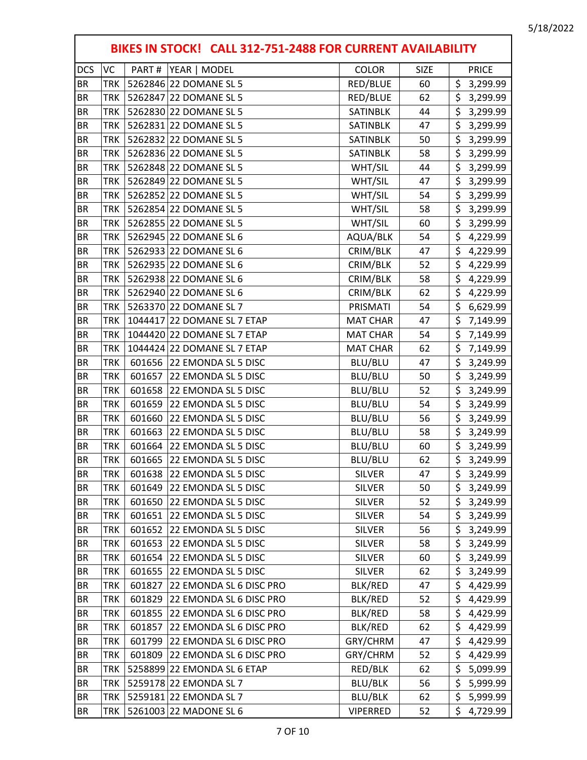## BIKES IN STOCK! CALL 312-751-2488 FOR CURRENT AVAILABILITY

| DCS | VC | PART # | YEAR \| MODEL | COLOR | SIZE | PRICE |
|---|---|---|---|---|---|---|
| BR | TRK | 5262846 | 22 DOMANE SL 5 | RED/BLUE | 60 | $ 3,299.99 |
| BR | TRK | 5262847 | 22 DOMANE SL 5 | RED/BLUE | 62 | $ 3,299.99 |
| BR | TRK | 5262830 | 22 DOMANE SL 5 | SATINBLK | 44 | $ 3,299.99 |
| BR | TRK | 5262831 | 22 DOMANE SL 5 | SATINBLK | 47 | $ 3,299.99 |
| BR | TRK | 5262832 | 22 DOMANE SL 5 | SATINBLK | 50 | $ 3,299.99 |
| BR | TRK | 5262836 | 22 DOMANE SL 5 | SATINBLK | 58 | $ 3,299.99 |
| BR | TRK | 5262848 | 22 DOMANE SL 5 | WHT/SIL | 44 | $ 3,299.99 |
| BR | TRK | 5262849 | 22 DOMANE SL 5 | WHT/SIL | 47 | $ 3,299.99 |
| BR | TRK | 5262852 | 22 DOMANE SL 5 | WHT/SIL | 54 | $ 3,299.99 |
| BR | TRK | 5262854 | 22 DOMANE SL 5 | WHT/SIL | 58 | $ 3,299.99 |
| BR | TRK | 5262855 | 22 DOMANE SL 5 | WHT/SIL | 60 | $ 3,299.99 |
| BR | TRK | 5262945 | 22 DOMANE SL 6 | AQUA/BLK | 54 | $ 4,229.99 |
| BR | TRK | 5262933 | 22 DOMANE SL 6 | CRIM/BLK | 47 | $ 4,229.99 |
| BR | TRK | 5262935 | 22 DOMANE SL 6 | CRIM/BLK | 52 | $ 4,229.99 |
| BR | TRK | 5262938 | 22 DOMANE SL 6 | CRIM/BLK | 58 | $ 4,229.99 |
| BR | TRK | 5262940 | 22 DOMANE SL 6 | CRIM/BLK | 62 | $ 4,229.99 |
| BR | TRK | 5263370 | 22 DOMANE SL 7 | PRISMATI | 54 | $ 6,629.99 |
| BR | TRK | 1044417 | 22 DOMANE SL 7 ETAP | MAT CHAR | 47 | $ 7,149.99 |
| BR | TRK | 1044420 | 22 DOMANE SL 7 ETAP | MAT CHAR | 54 | $ 7,149.99 |
| BR | TRK | 1044424 | 22 DOMANE SL 7 ETAP | MAT CHAR | 62 | $ 7,149.99 |
| BR | TRK | 601656 | 22 EMONDA SL 5 DISC | BLU/BLU | 47 | $ 3,249.99 |
| BR | TRK | 601657 | 22 EMONDA SL 5 DISC | BLU/BLU | 50 | $ 3,249.99 |
| BR | TRK | 601658 | 22 EMONDA SL 5 DISC | BLU/BLU | 52 | $ 3,249.99 |
| BR | TRK | 601659 | 22 EMONDA SL 5 DISC | BLU/BLU | 54 | $ 3,249.99 |
| BR | TRK | 601660 | 22 EMONDA SL 5 DISC | BLU/BLU | 56 | $ 3,249.99 |
| BR | TRK | 601663 | 22 EMONDA SL 5 DISC | BLU/BLU | 58 | $ 3,249.99 |
| BR | TRK | 601664 | 22 EMONDA SL 5 DISC | BLU/BLU | 60 | $ 3,249.99 |
| BR | TRK | 601665 | 22 EMONDA SL 5 DISC | BLU/BLU | 62 | $ 3,249.99 |
| BR | TRK | 601638 | 22 EMONDA SL 5 DISC | SILVER | 47 | $ 3,249.99 |
| BR | TRK | 601649 | 22 EMONDA SL 5 DISC | SILVER | 50 | $ 3,249.99 |
| BR | TRK | 601650 | 22 EMONDA SL 5 DISC | SILVER | 52 | $ 3,249.99 |
| BR | TRK | 601651 | 22 EMONDA SL 5 DISC | SILVER | 54 | $ 3,249.99 |
| BR | TRK | 601652 | 22 EMONDA SL 5 DISC | SILVER | 56 | $ 3,249.99 |
| BR | TRK | 601653 | 22 EMONDA SL 5 DISC | SILVER | 58 | $ 3,249.99 |
| BR | TRK | 601654 | 22 EMONDA SL 5 DISC | SILVER | 60 | $ 3,249.99 |
| BR | TRK | 601655 | 22 EMONDA SL 5 DISC | SILVER | 62 | $ 3,249.99 |
| BR | TRK | 601827 | 22 EMONDA SL 6 DISC PRO | BLK/RED | 47 | $ 4,429.99 |
| BR | TRK | 601829 | 22 EMONDA SL 6 DISC PRO | BLK/RED | 52 | $ 4,429.99 |
| BR | TRK | 601855 | 22 EMONDA SL 6 DISC PRO | BLK/RED | 58 | $ 4,429.99 |
| BR | TRK | 601857 | 22 EMONDA SL 6 DISC PRO | BLK/RED | 62 | $ 4,429.99 |
| BR | TRK | 601799 | 22 EMONDA SL 6 DISC PRO | GRY/CHRM | 47 | $ 4,429.99 |
| BR | TRK | 601809 | 22 EMONDA SL 6 DISC PRO | GRY/CHRM | 52 | $ 4,429.99 |
| BR | TRK | 5258899 | 22 EMONDA SL 6 ETAP | RED/BLK | 62 | $ 5,099.99 |
| BR | TRK | 5259178 | 22 EMONDA SL 7 | BLU/BLK | 56 | $ 5,999.99 |
| BR | TRK | 5259181 | 22 EMONDA SL 7 | BLU/BLK | 62 | $ 5,999.99 |
| BR | TRK | 5261003 | 22 MADONE SL 6 | VIPERRED | 52 | $ 4,729.99 |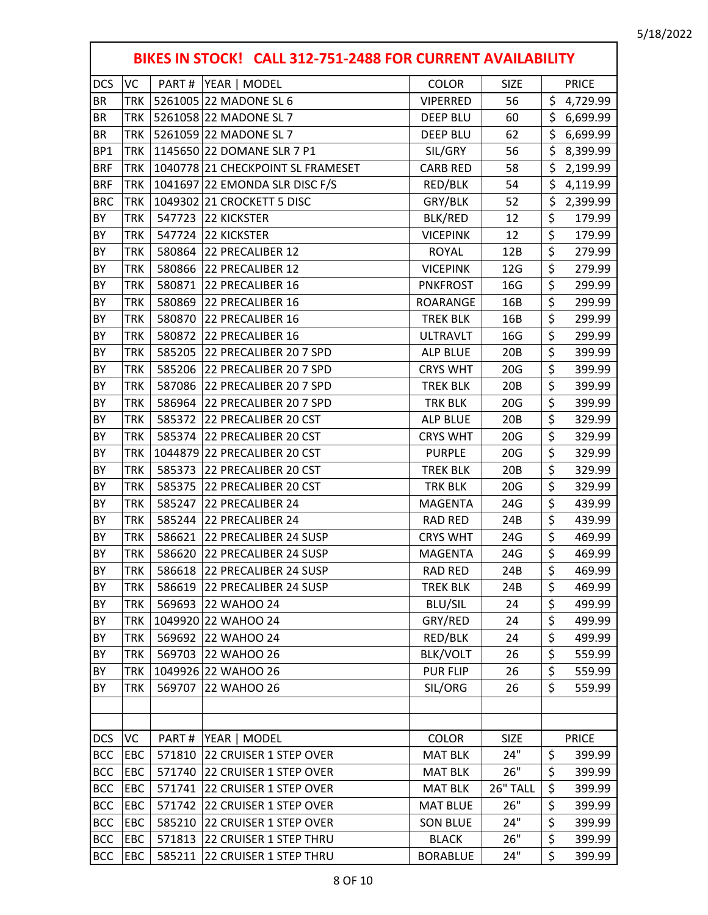5/18/2022

# BIKES IN STOCK! CALL 312-751-2488 FOR CURRENT AVAILABILITY

| DCS | VC | PART # | YEAR \| MODEL | COLOR | SIZE | PRICE |
|---|---|---|---|---|---|---|
| BR | TRK | 5261005 | 22 MADONE SL 6 | VIPERRED | 56 | $ 4,729.99 |
| BR | TRK | 5261058 | 22 MADONE SL 7 | DEEP BLU | 60 | $ 6,699.99 |
| BR | TRK | 5261059 | 22 MADONE SL 7 | DEEP BLU | 62 | $ 6,699.99 |
| BP1 | TRK | 1145650 | 22 DOMANE SLR 7 P1 | SIL/GRY | 56 | $ 8,399.99 |
| BRF | TRK | 1040778 | 21 CHECKPOINT SL FRAMESET | CARB RED | 58 | $ 2,199.99 |
| BRF | TRK | 1041697 | 22 EMONDA SLR DISC F/S | RED/BLK | 54 | $ 4,119.99 |
| BRC | TRK | 1049302 | 21 CROCKETT 5 DISC | GRY/BLK | 52 | $ 2,399.99 |
| BY | TRK | 547723 | 22 KICKSTER | BLK/RED | 12 | $ 179.99 |
| BY | TRK | 547724 | 22 KICKSTER | VICEPINK | 12 | $ 179.99 |
| BY | TRK | 580864 | 22 PRECALIBER 12 | ROYAL | 12B | $ 279.99 |
| BY | TRK | 580866 | 22 PRECALIBER 12 | VICEPINK | 12G | $ 279.99 |
| BY | TRK | 580871 | 22 PRECALIBER 16 | PNKFROST | 16G | $ 299.99 |
| BY | TRK | 580869 | 22 PRECALIBER 16 | ROARANGE | 16B | $ 299.99 |
| BY | TRK | 580870 | 22 PRECALIBER 16 | TREK BLK | 16B | $ 299.99 |
| BY | TRK | 580872 | 22 PRECALIBER 16 | ULTRAVLT | 16G | $ 299.99 |
| BY | TRK | 585205 | 22 PRECALIBER 20 7 SPD | ALP BLUE | 20B | $ 399.99 |
| BY | TRK | 585206 | 22 PRECALIBER 20 7 SPD | CRYS WHT | 20G | $ 399.99 |
| BY | TRK | 587086 | 22 PRECALIBER 20 7 SPD | TREK BLK | 20B | $ 399.99 |
| BY | TRK | 586964 | 22 PRECALIBER 20 7 SPD | TRK BLK | 20G | $ 399.99 |
| BY | TRK | 585372 | 22 PRECALIBER 20 CST | ALP BLUE | 20B | $ 329.99 |
| BY | TRK | 585374 | 22 PRECALIBER 20 CST | CRYS WHT | 20G | $ 329.99 |
| BY | TRK | 1044879 | 22 PRECALIBER 20 CST | PURPLE | 20G | $ 329.99 |
| BY | TRK | 585373 | 22 PRECALIBER 20 CST | TREK BLK | 20B | $ 329.99 |
| BY | TRK | 585375 | 22 PRECALIBER 20 CST | TRK BLK | 20G | $ 329.99 |
| BY | TRK | 585247 | 22 PRECALIBER 24 | MAGENTA | 24G | $ 439.99 |
| BY | TRK | 585244 | 22 PRECALIBER 24 | RAD RED | 24B | $ 439.99 |
| BY | TRK | 586621 | 22 PRECALIBER 24 SUSP | CRYS WHT | 24G | $ 469.99 |
| BY | TRK | 586620 | 22 PRECALIBER 24 SUSP | MAGENTA | 24G | $ 469.99 |
| BY | TRK | 586618 | 22 PRECALIBER 24 SUSP | RAD RED | 24B | $ 469.99 |
| BY | TRK | 586619 | 22 PRECALIBER 24 SUSP | TREK BLK | 24B | $ 469.99 |
| BY | TRK | 569693 | 22 WAHOO 24 | BLU/SIL | 24 | $ 499.99 |
| BY | TRK | 1049920 | 22 WAHOO 24 | GRY/RED | 24 | $ 499.99 |
| BY | TRK | 569692 | 22 WAHOO 24 | RED/BLK | 24 | $ 499.99 |
| BY | TRK | 569703 | 22 WAHOO 26 | BLK/VOLT | 26 | $ 559.99 |
| BY | TRK | 1049926 | 22 WAHOO 26 | PUR FLIP | 26 | $ 559.99 |
| BY | TRK | 569707 | 22 WAHOO 26 | SIL/ORG | 26 | $ 559.99 |
| | | | | | | |
| | | | | | | |
| DCS | VC | PART # | YEAR \| MODEL | COLOR | SIZE | PRICE |
| BCC | EBC | 571810 | 22 CRUISER 1 STEP OVER | MAT BLK | 24" | $ 399.99 |
| BCC | EBC | 571740 | 22 CRUISER 1 STEP OVER | MAT BLK | 26" | $ 399.99 |
| BCC | EBC | 571741 | 22 CRUISER 1 STEP OVER | MAT BLK | 26" TALL | $ 399.99 |
| BCC | EBC | 571742 | 22 CRUISER 1 STEP OVER | MAT BLUE | 26" | $ 399.99 |
| BCC | EBC | 585210 | 22 CRUISER 1 STEP OVER | SON BLUE | 24" | $ 399.99 |
| BCC | EBC | 571813 | 22 CRUISER 1 STEP THRU | BLACK | 26" | $ 399.99 |
| BCC | EBC | 585211 | 22 CRUISER 1 STEP THRU | BORABLUE | 24" | $ 399.99 |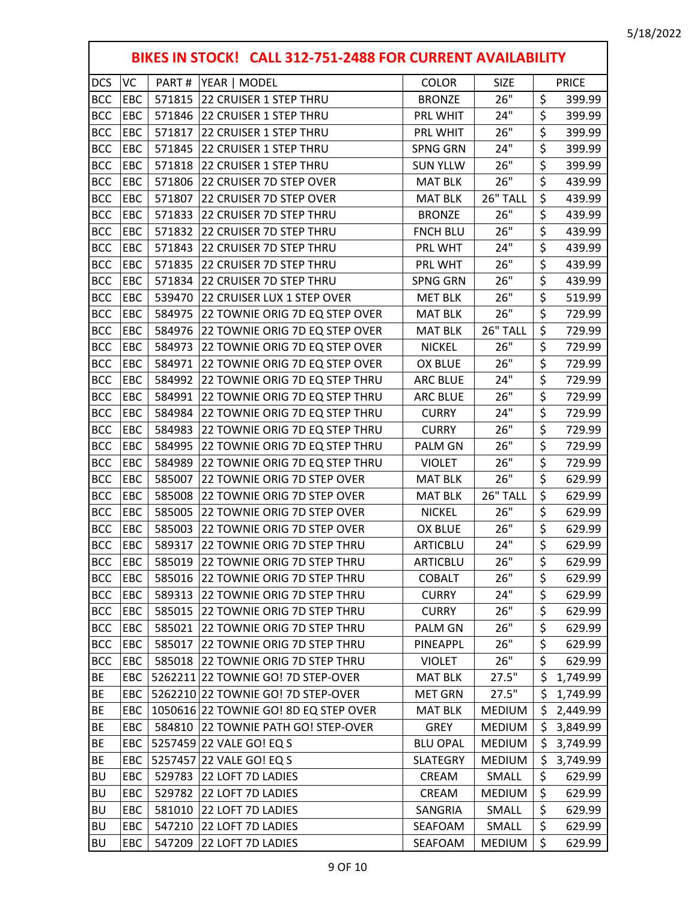5/18/2022

## BIKES IN STOCK! CALL 312-751-2488 FOR CURRENT AVAILABILITY

| DCS | VC | PART # | YEAR \| MODEL | COLOR | SIZE | PRICE |
|---|---|---|---|---|---|---|
| BCC | EBC | 571815 | 22 CRUISER 1 STEP THRU | BRONZE | 26" | $ 399.99 |
| BCC | EBC | 571846 | 22 CRUISER 1 STEP THRU | PRL WHIT | 24" | $ 399.99 |
| BCC | EBC | 571817 | 22 CRUISER 1 STEP THRU | PRL WHIT | 26" | $ 399.99 |
| BCC | EBC | 571845 | 22 CRUISER 1 STEP THRU | SPNG GRN | 24" | $ 399.99 |
| BCC | EBC | 571818 | 22 CRUISER 1 STEP THRU | SUN YLLW | 26" | $ 399.99 |
| BCC | EBC | 571806 | 22 CRUISER 7D STEP OVER | MAT BLK | 26" | $ 439.99 |
| BCC | EBC | 571807 | 22 CRUISER 7D STEP OVER | MAT BLK | 26" TALL | $ 439.99 |
| BCC | EBC | 571833 | 22 CRUISER 7D STEP THRU | BRONZE | 26" | $ 439.99 |
| BCC | EBC | 571832 | 22 CRUISER 7D STEP THRU | FNCH BLU | 26" | $ 439.99 |
| BCC | EBC | 571843 | 22 CRUISER 7D STEP THRU | PRL WHT | 24" | $ 439.99 |
| BCC | EBC | 571835 | 22 CRUISER 7D STEP THRU | PRL WHT | 26" | $ 439.99 |
| BCC | EBC | 571834 | 22 CRUISER 7D STEP THRU | SPNG GRN | 26" | $ 439.99 |
| BCC | EBC | 539470 | 22 CRUISER LUX 1 STEP OVER | MET BLK | 26" | $ 519.99 |
| BCC | EBC | 584975 | 22 TOWNIE ORIG 7D EQ STEP OVER | MAT BLK | 26" | $ 729.99 |
| BCC | EBC | 584976 | 22 TOWNIE ORIG 7D EQ STEP OVER | MAT BLK | 26" TALL | $ 729.99 |
| BCC | EBC | 584973 | 22 TOWNIE ORIG 7D EQ STEP OVER | NICKEL | 26" | $ 729.99 |
| BCC | EBC | 584971 | 22 TOWNIE ORIG 7D EQ STEP OVER | OX BLUE | 26" | $ 729.99 |
| BCC | EBC | 584992 | 22 TOWNIE ORIG 7D EQ STEP THRU | ARC BLUE | 24" | $ 729.99 |
| BCC | EBC | 584991 | 22 TOWNIE ORIG 7D EQ STEP THRU | ARC BLUE | 26" | $ 729.99 |
| BCC | EBC | 584984 | 22 TOWNIE ORIG 7D EQ STEP THRU | CURRY | 24" | $ 729.99 |
| BCC | EBC | 584983 | 22 TOWNIE ORIG 7D EQ STEP THRU | CURRY | 26" | $ 729.99 |
| BCC | EBC | 584995 | 22 TOWNIE ORIG 7D EQ STEP THRU | PALM GN | 26" | $ 729.99 |
| BCC | EBC | 584989 | 22 TOWNIE ORIG 7D EQ STEP THRU | VIOLET | 26" | $ 729.99 |
| BCC | EBC | 585007 | 22 TOWNIE ORIG 7D STEP OVER | MAT BLK | 26" | $ 629.99 |
| BCC | EBC | 585008 | 22 TOWNIE ORIG 7D STEP OVER | MAT BLK | 26" TALL | $ 629.99 |
| BCC | EBC | 585005 | 22 TOWNIE ORIG 7D STEP OVER | NICKEL | 26" | $ 629.99 |
| BCC | EBC | 585003 | 22 TOWNIE ORIG 7D STEP OVER | OX BLUE | 26" | $ 629.99 |
| BCC | EBC | 589317 | 22 TOWNIE ORIG 7D STEP THRU | ARTICBLU | 24" | $ 629.99 |
| BCC | EBC | 585019 | 22 TOWNIE ORIG 7D STEP THRU | ARTICBLU | 26" | $ 629.99 |
| BCC | EBC | 585016 | 22 TOWNIE ORIG 7D STEP THRU | COBALT | 26" | $ 629.99 |
| BCC | EBC | 589313 | 22 TOWNIE ORIG 7D STEP THRU | CURRY | 24" | $ 629.99 |
| BCC | EBC | 585015 | 22 TOWNIE ORIG 7D STEP THRU | CURRY | 26" | $ 629.99 |
| BCC | EBC | 585021 | 22 TOWNIE ORIG 7D STEP THRU | PALM GN | 26" | $ 629.99 |
| BCC | EBC | 585017 | 22 TOWNIE ORIG 7D STEP THRU | PINEAPPL | 26" | $ 629.99 |
| BCC | EBC | 585018 | 22 TOWNIE ORIG 7D STEP THRU | VIOLET | 26" | $ 629.99 |
| BE | EBC | 5262211 | 22 TOWNIE GO! 7D STEP-OVER | MAT BLK | 27.5" | $ 1,749.99 |
| BE | EBC | 5262210 | 22 TOWNIE GO! 7D STEP-OVER | MET GRN | 27.5" | $ 1,749.99 |
| BE | EBC | 1050616 | 22 TOWNIE GO! 8D EQ STEP OVER | MAT BLK | MEDIUM | $ 2,449.99 |
| BE | EBC | 584810 | 22 TOWNIE PATH GO! STEP-OVER | GREY | MEDIUM | $ 3,849.99 |
| BE | EBC | 5257459 | 22 VALE GO! EQ S | BLU OPAL | MEDIUM | $ 3,749.99 |
| BE | EBC | 5257457 | 22 VALE GO! EQ S | SLATEGRY | MEDIUM | $ 3,749.99 |
| BU | EBC | 529783 | 22 LOFT 7D LADIES | CREAM | SMALL | $ 629.99 |
| BU | EBC | 529782 | 22 LOFT 7D LADIES | CREAM | MEDIUM | $ 629.99 |
| BU | EBC | 581010 | 22 LOFT 7D LADIES | SANGRIA | SMALL | $ 629.99 |
| BU | EBC | 547210 | 22 LOFT 7D LADIES | SEAFOAM | SMALL | $ 629.99 |
| BU | EBC | 547209 | 22 LOFT 7D LADIES | SEAFOAM | MEDIUM | $ 629.99 |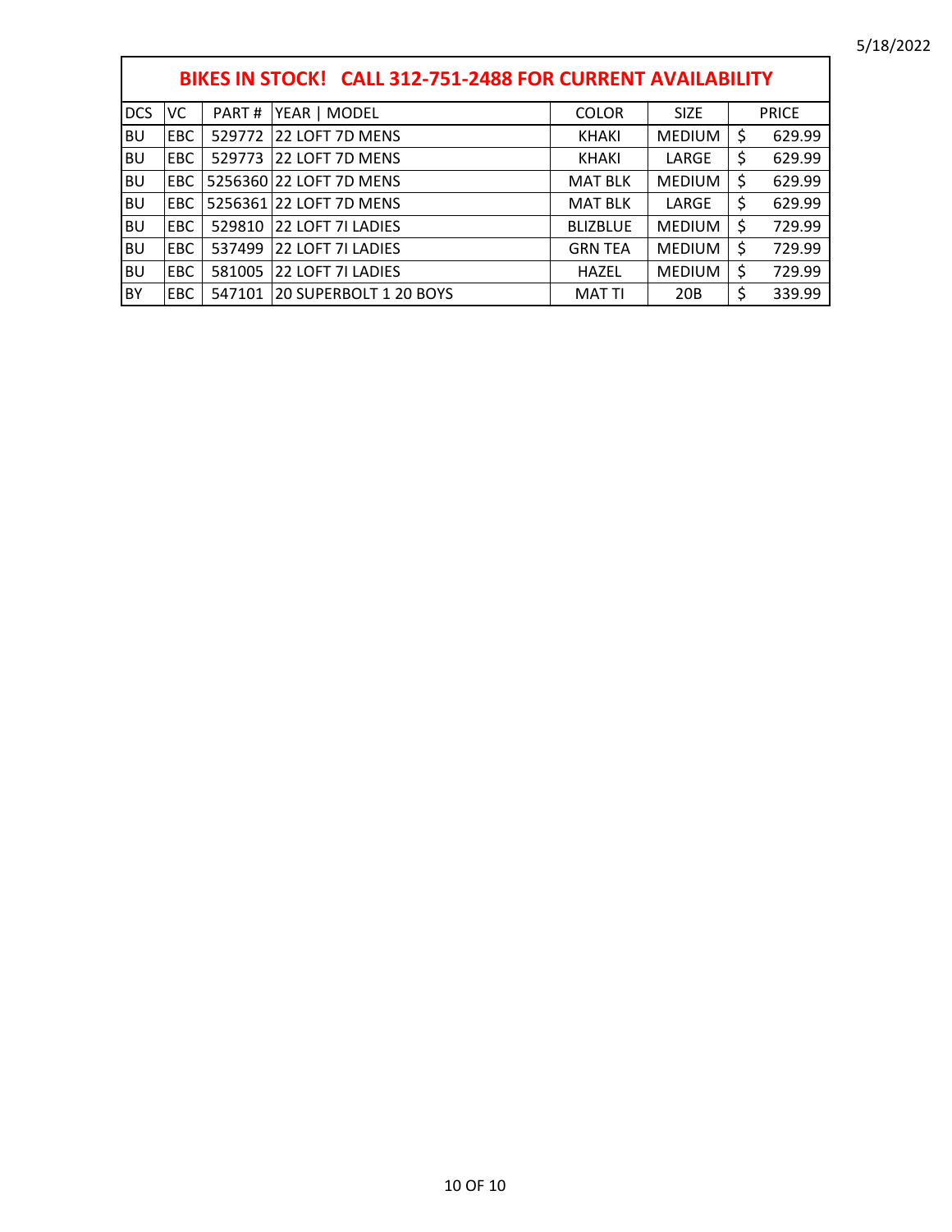5/18/2022

## BIKES IN STOCK! CALL 312-751-2488 FOR CURRENT AVAILABILITY

| DCS | VC | PART # | YEAR \| MODEL | COLOR | SIZE | PRICE |
|---|---|---|---|---|---|---|
| BU | EBC | 529772 | 22 LOFT 7D MENS | KHAKI | MEDIUM | $ 629.99 |
| BU | EBC | 529773 | 22 LOFT 7D MENS | KHAKI | LARGE | $ 629.99 |
| BU | EBC | 5256360 | 22 LOFT 7D MENS | MAT BLK | MEDIUM | $ 629.99 |
| BU | EBC | 5256361 | 22 LOFT 7D MENS | MAT BLK | LARGE | $ 629.99 |
| BU | EBC | 529810 | 22 LOFT 7I LADIES | BLIZBLUE | MEDIUM | $ 729.99 |
| BU | EBC | 537499 | 22 LOFT 7I LADIES | GRN TEA | MEDIUM | $ 729.99 |
| BU | EBC | 581005 | 22 LOFT 7I LADIES | HAZEL | MEDIUM | $ 729.99 |
| BY | EBC | 547101 | 20 SUPERBOLT 1 20 BOYS | MAT TI | 20B | $ 339.99 |